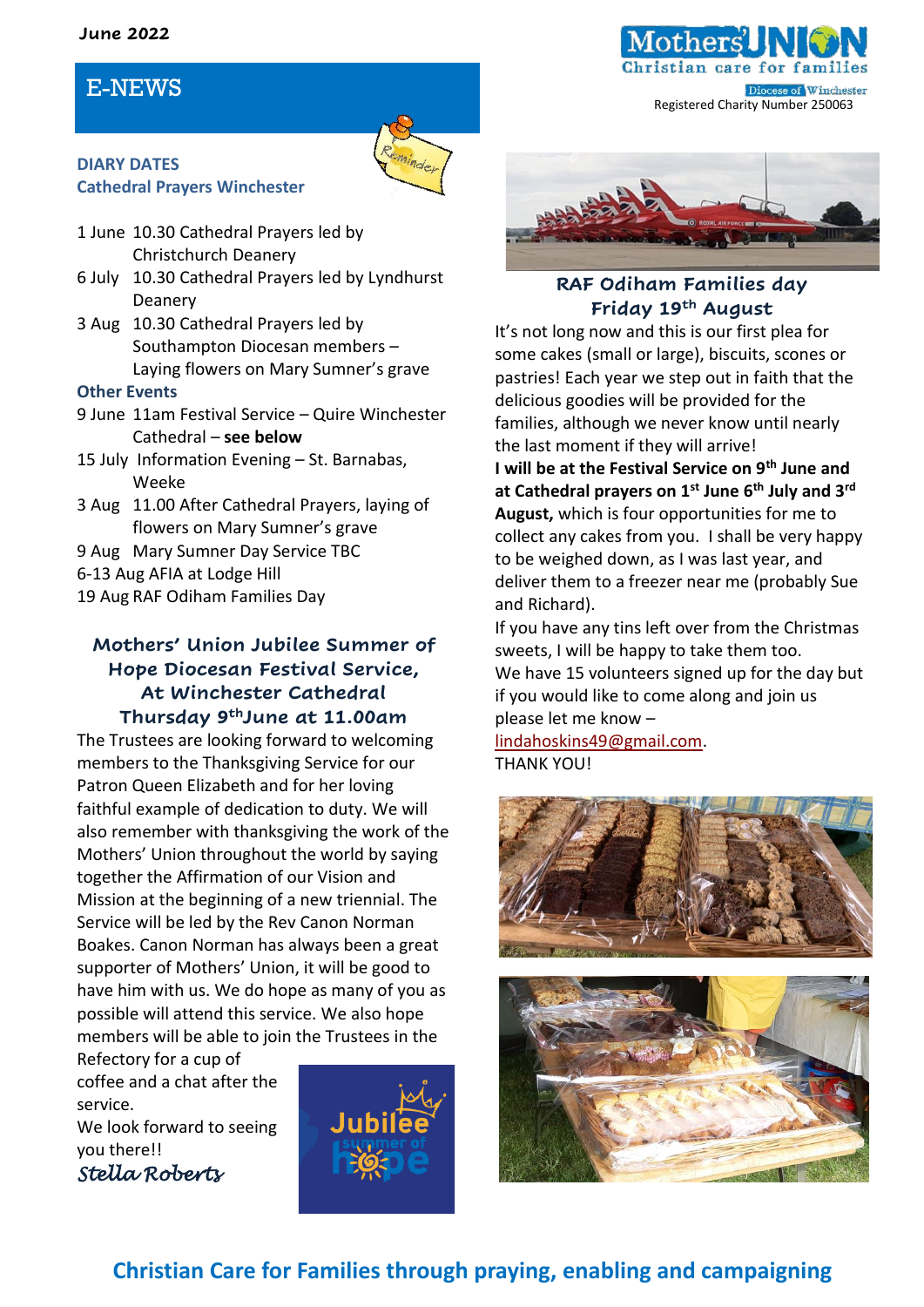June 2022

# E-NEWS

Mothers' Union
Christian care for families
Diocese of Winchester
Registered Charity Number 250063

## DIARY DATES

### Cathedral Prayers Winchester

1 June 10.30 Cathedral Prayers led by Christchurch Deanery
6 July 10.30 Cathedral Prayers led by Lyndhurst Deanery
3 Aug 10.30 Cathedral Prayers led by Southampton Diocesan members – Laying flowers on Mary Sumner's grave

### Other Events

9 June 11am Festival Service – Quire Winchester Cathedral – **see below**
15 July Information Evening – St. Barnabas, Weeke
3 Aug 11.00 After Cathedral Prayers, laying of flowers on Mary Sumner's grave
9 Aug Mary Sumner Day Service TBC
6-13 Aug AFIA at Lodge Hill
19 Aug RAF Odiham Families Day

## Mothers' Union Jubilee Summer of Hope Diocesan Festival Service, At Winchester Cathedral Thursday 9th June at 11.00am

The Trustees are looking forward to welcoming members to the Thanksgiving Service for our Patron Queen Elizabeth and for her loving faithful example of dedication to duty. We will also remember with thanksgiving the work of the Mothers' Union throughout the world by saying together the Affirmation of our Vision and Mission at the beginning of a new triennial. The Service will be led by the Rev Canon Norman Boakes. Canon Norman has always been a great supporter of Mothers' Union, it will be good to have him with us. We do hope as many of you as possible will attend this service. We also hope members will be able to join the Trustees in the Refectory for a cup of coffee and a chat after the service.

We look forward to seeing you there!!

*Stella Roberts*

## RAF Odiham Families day Friday 19th August

It's not long now and this is our first plea for some cakes (small or large), biscuits, scones or pastries! Each year we step out in faith that the delicious goodies will be provided for the families, although we never know until nearly the last moment if they will arrive!

**I will be at the Festival Service on 9th June and at Cathedral prayers on 1st June 6th July and 3rd August,** which is four opportunities for me to collect any cakes from you. I shall be very happy to be weighed down, as I was last year, and deliver them to a freezer near me (probably Sue and Richard).

If you have any tins left over from the Christmas sweets, I will be happy to take them too.

We have 15 volunteers signed up for the day but if you would like to come along and join us please let me know – lindahoskins49@gmail.com.

THANK YOU!

**Christian Care for Families through praying, enabling and campaigning**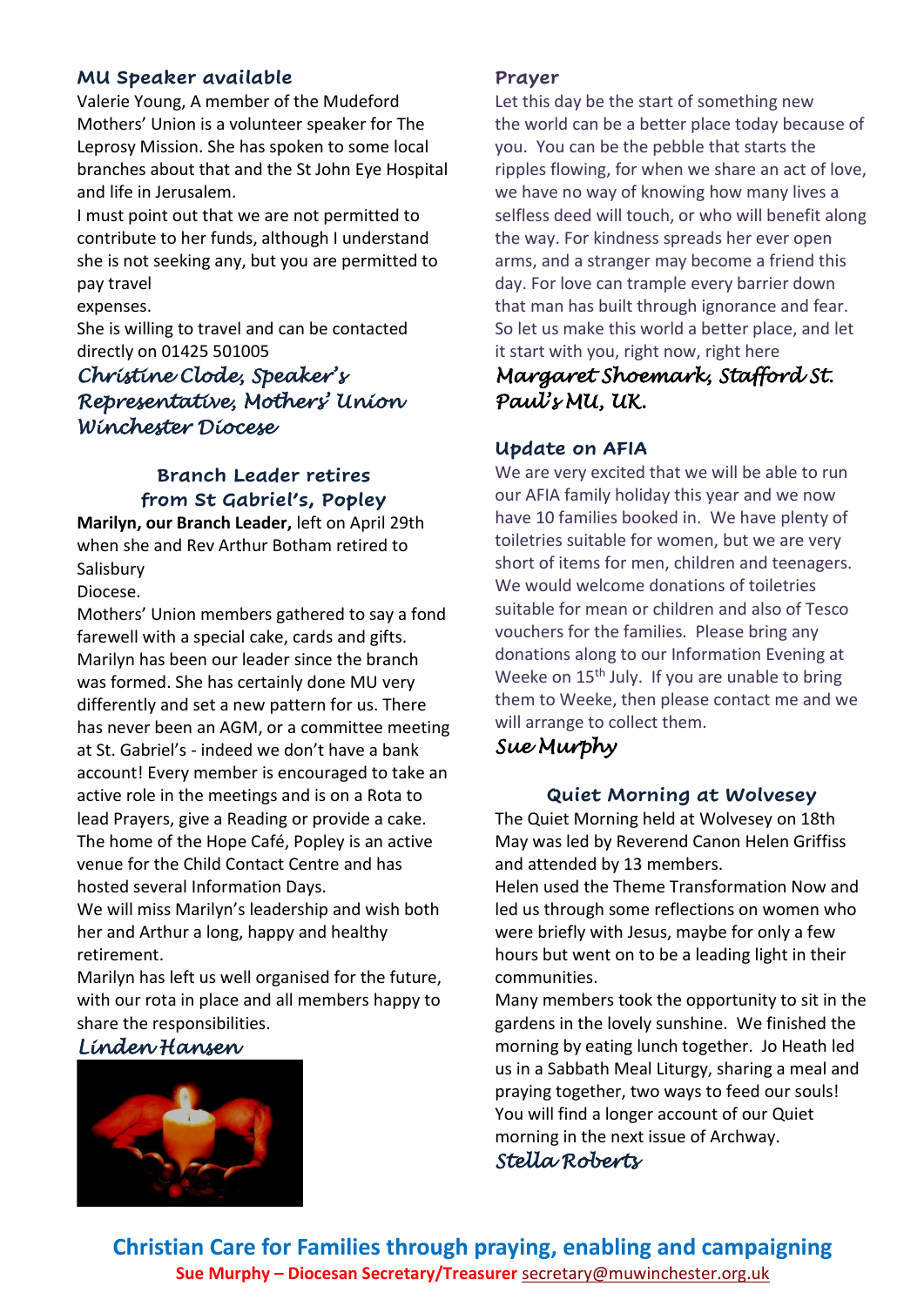## MU Speaker available

Valerie Young, A member of the Mudeford Mothers' Union is a volunteer speaker for The Leprosy Mission. She has spoken to some local branches about that and the St John Eye Hospital and life in Jerusalem.

I must point out that we are not permitted to contribute to her funds, although I understand she is not seeking any, but you are permitted to pay travel expenses.

She is willing to travel and can be contacted directly on 01425 501005

*Christine Clode, Speaker's Representative, Mothers' Union Winchester Diocese*

## Branch Leader retires from St Gabriel's, Popley

**Marilyn, our Branch Leader,** left on April 29th when she and Rev Arthur Botham retired to Salisbury Diocese.

Mothers' Union members gathered to say a fond farewell with a special cake, cards and gifts. Marilyn has been our leader since the branch was formed. She has certainly done MU very differently and set a new pattern for us. There has never been an AGM, or a committee meeting at St. Gabriel's - indeed we don't have a bank account! Every member is encouraged to take an active role in the meetings and is on a Rota to lead Prayers, give a Reading or provide a cake. The home of the Hope Café, Popley is an active venue for the Child Contact Centre and has hosted several Information Days.

We will miss Marilyn's leadership and wish both her and Arthur a long, happy and healthy retirement.

Marilyn has left us well organised for the future, with our rota in place and all members happy to share the responsibilities.

*Linden Hansen*

## Prayer

Let this day be the start of something new the world can be a better place today because of you. You can be the pebble that starts the ripples flowing, for when we share an act of love, we have no way of knowing how many lives a selfless deed will touch, or who will benefit along the way. For kindness spreads her ever open arms, and a stranger may become a friend this day. For love can trample every barrier down that man has built through ignorance and fear. So let us make this world a better place, and let it start with you, right now, right here

*Margaret Shoemark, Stafford St. Paul's MU, UK.*

## Update on AFIA

We are very excited that we will be able to run our AFIA family holiday this year and we now have 10 families booked in. We have plenty of toiletries suitable for women, but we are very short of items for men, children and teenagers. We would welcome donations of toiletries suitable for mean or children and also of Tesco vouchers for the families. Please bring any donations along to our Information Evening at Weeke on 15th July. If you are unable to bring them to Weeke, then please contact me and we will arrange to collect them.

*Sue Murphy*

## Quiet Morning at Wolvesey

The Quiet Morning held at Wolvesey on 18th May was led by Reverend Canon Helen Griffiss and attended by 13 members.

Helen used the Theme Transformation Now and led us through some reflections on women who were briefly with Jesus, maybe for only a few hours but went on to be a leading light in their communities.

Many members took the opportunity to sit in the gardens in the lovely sunshine. We finished the morning by eating lunch together. Jo Heath led us in a Sabbath Meal Liturgy, sharing a meal and praying together, two ways to feed our souls! You will find a longer account of our Quiet morning in the next issue of Archway.

*Stella Roberts*

**Christian Care for Families through praying, enabling and campaigning**

**Sue Murphy – Diocesan Secretary/Treasurer** secretary@muwinchester.org.uk